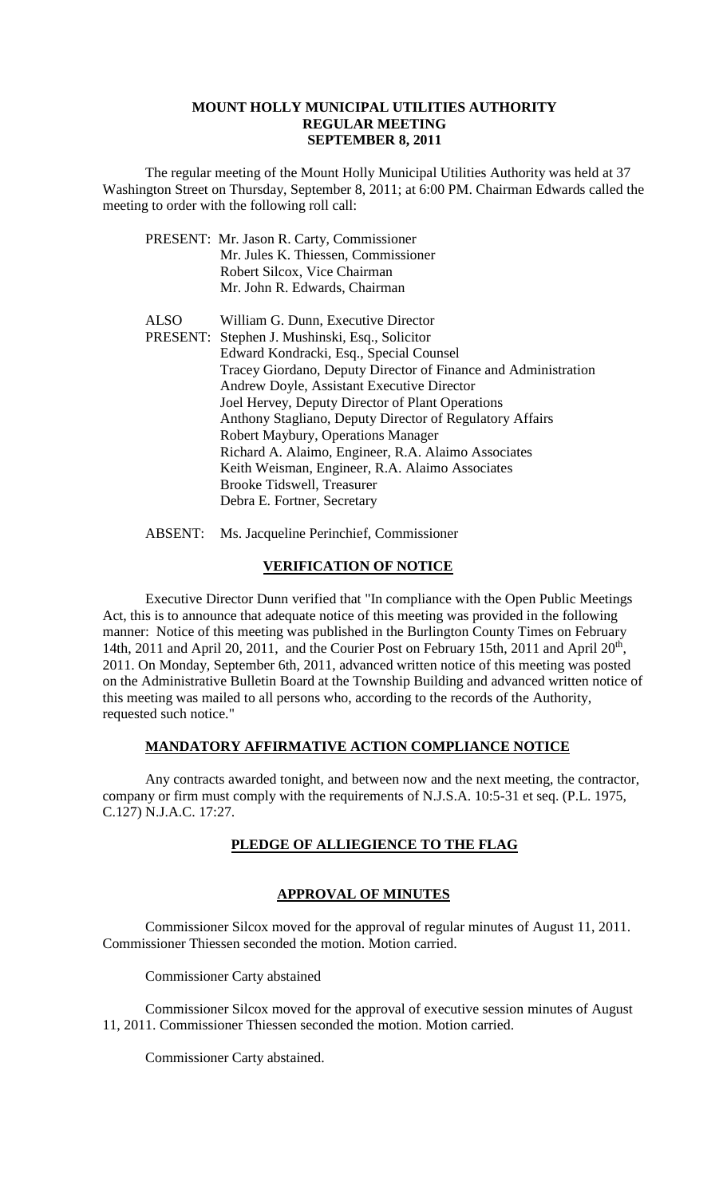# MOUNT HOLLY MUNICIPAL UTILITIES AUTHORITY
## REGULAR MEETING
## SEPTEMBER 8, 2011

The regular meeting of the Mount Holly Municipal Utilities Authority was held at 37 Washington Street on Thursday, September 8, 2011; at 6:00 PM. Chairman Edwards called the meeting to order with the following roll call:

PRESENT: Mr. Jason R. Carty, Commissioner
Mr. Jules K. Thiessen, Commissioner
Robert Silcox, Vice Chairman
Mr. John R. Edwards, Chairman

ALSO PRESENT: William G. Dunn, Executive Director
Stephen J. Mushinski, Esq., Solicitor
Edward Kondracki, Esq., Special Counsel
Tracey Giordano, Deputy Director of Finance and Administration
Andrew Doyle, Assistant Executive Director
Joel Hervey, Deputy Director of Plant Operations
Anthony Stagliano, Deputy Director of Regulatory Affairs
Robert Maybury, Operations Manager
Richard A. Alaimo, Engineer, R.A. Alaimo Associates
Keith Weisman, Engineer, R.A. Alaimo Associates
Brooke Tidswell, Treasurer
Debra E. Fortner, Secretary

ABSENT: Ms. Jacqueline Perinchief, Commissioner

### VERIFICATION OF NOTICE

Executive Director Dunn verified that "In compliance with the Open Public Meetings Act, this is to announce that adequate notice of this meeting was provided in the following manner: Notice of this meeting was published in the Burlington County Times on February 14th, 2011 and April 20, 2011, and the Courier Post on February 15th, 2011 and April 20th, 2011. On Monday, September 6th, 2011, advanced written notice of this meeting was posted on the Administrative Bulletin Board at the Township Building and advanced written notice of this meeting was mailed to all persons who, according to the records of the Authority, requested such notice."

### MANDATORY AFFIRMATIVE ACTION COMPLIANCE NOTICE

Any contracts awarded tonight, and between now and the next meeting, the contractor, company or firm must comply with the requirements of N.J.S.A. 10:5-31 et seq. (P.L. 1975, C.127) N.J.A.C. 17:27.

### PLEDGE OF ALLIEGIENCE TO THE FLAG

### APPROVAL OF MINUTES

Commissioner Silcox moved for the approval of regular minutes of August 11, 2011. Commissioner Thiessen seconded the motion. Motion carried.

Commissioner Carty abstained

Commissioner Silcox moved for the approval of executive session minutes of August 11, 2011. Commissioner Thiessen seconded the motion. Motion carried.

Commissioner Carty abstained.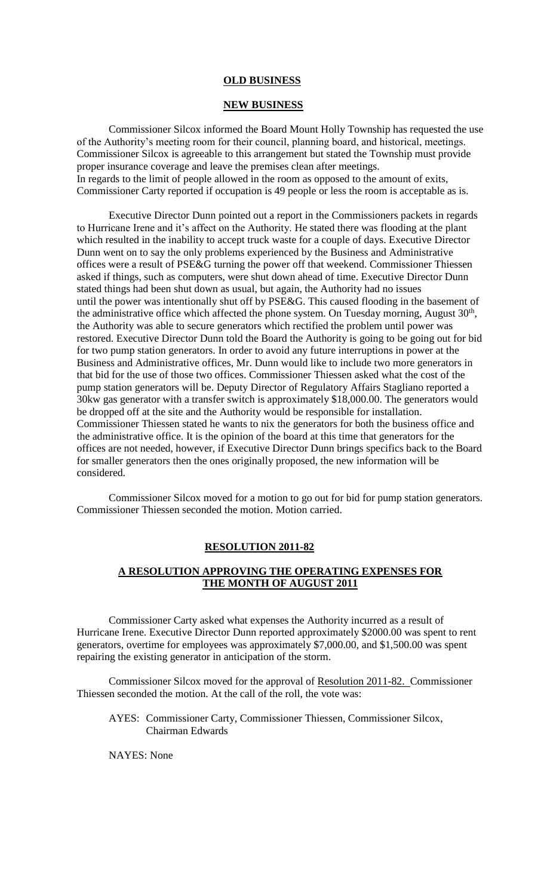## OLD BUSINESS

## NEW BUSINESS

Commissioner Silcox informed the Board Mount Holly Township has requested the use of the Authority's meeting room for their council, planning board, and historical, meetings. Commissioner Silcox is agreeable to this arrangement but stated the Township must provide proper insurance coverage and leave the premises clean after meetings. In regards to the limit of people allowed in the room as opposed to the amount of exits, Commissioner Carty reported if occupation is 49 people or less the room is acceptable as is.

Executive Director Dunn pointed out a report in the Commissioners packets in regards to Hurricane Irene and it's affect on the Authority. He stated there was flooding at the plant which resulted in the inability to accept truck waste for a couple of days. Executive Director Dunn went on to say the only problems experienced by the Business and Administrative offices were a result of PSE&G turning the power off that weekend. Commissioner Thiessen asked if things, such as computers, were shut down ahead of time. Executive Director Dunn stated things had been shut down as usual, but again, the Authority had no issues until the power was intentionally shut off by PSE&G. This caused flooding in the basement of the administrative office which affected the phone system. On Tuesday morning, August 30th, the Authority was able to secure generators which rectified the problem until power was restored. Executive Director Dunn told the Board the Authority is going to be going out for bid for two pump station generators. In order to avoid any future interruptions in power at the Business and Administrative offices, Mr. Dunn would like to include two more generators in that bid for the use of those two offices. Commissioner Thiessen asked what the cost of the pump station generators will be. Deputy Director of Regulatory Affairs Stagliano reported a 30kw gas generator with a transfer switch is approximately $18,000.00. The generators would be dropped off at the site and the Authority would be responsible for installation. Commissioner Thiessen stated he wants to nix the generators for both the business office and the administrative office. It is the opinion of the board at this time that generators for the offices are not needed, however, if Executive Director Dunn brings specifics back to the Board for smaller generators then the ones originally proposed, the new information will be considered.

Commissioner Silcox moved for a motion to go out for bid for pump station generators. Commissioner Thiessen seconded the motion. Motion carried.

## RESOLUTION 2011-82

## A RESOLUTION APPROVING THE OPERATING EXPENSES FOR THE MONTH OF AUGUST 2011

Commissioner Carty asked what expenses the Authority incurred as a result of Hurricane Irene. Executive Director Dunn reported approximately $2000.00 was spent to rent generators, overtime for employees was approximately $7,000.00, and $1,500.00 was spent repairing the existing generator in anticipation of the storm.

Commissioner Silcox moved for the approval of Resolution 2011-82. Commissioner Thiessen seconded the motion. At the call of the roll, the vote was:

AYES: Commissioner Carty, Commissioner Thiessen, Commissioner Silcox, Chairman Edwards

NAYES: None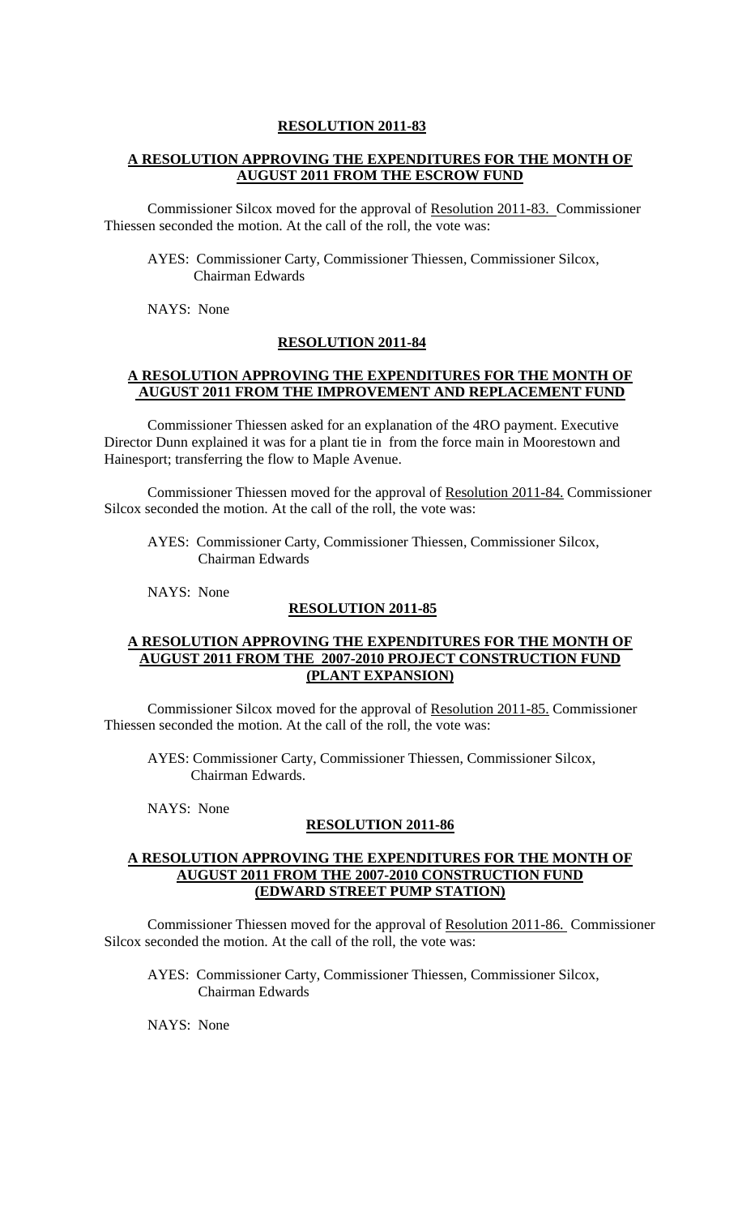**RESOLUTION 2011-83**

**A RESOLUTION APPROVING THE EXPENDITURES FOR THE MONTH OF AUGUST 2011 FROM THE ESCROW FUND**

Commissioner Silcox moved for the approval of Resolution 2011-83. Commissioner Thiessen seconded the motion. At the call of the roll, the vote was:

AYES: Commissioner Carty, Commissioner Thiessen, Commissioner Silcox, Chairman Edwards

NAYS: None

**RESOLUTION 2011-84**

**A RESOLUTION APPROVING THE EXPENDITURES FOR THE MONTH OF AUGUST 2011 FROM THE IMPROVEMENT AND REPLACEMENT FUND**

Commissioner Thiessen asked for an explanation of the 4RO payment. Executive Director Dunn explained it was for a plant tie in from the force main in Moorestown and Hainesport; transferring the flow to Maple Avenue.

Commissioner Thiessen moved for the approval of Resolution 2011-84. Commissioner Silcox seconded the motion. At the call of the roll, the vote was:

AYES: Commissioner Carty, Commissioner Thiessen, Commissioner Silcox, Chairman Edwards

NAYS: None

**RESOLUTION 2011-85**

**A RESOLUTION APPROVING THE EXPENDITURES FOR THE MONTH OF AUGUST 2011 FROM THE 2007-2010 PROJECT CONSTRUCTION FUND (PLANT EXPANSION)**

Commissioner Silcox moved for the approval of Resolution 2011-85. Commissioner Thiessen seconded the motion. At the call of the roll, the vote was:

AYES: Commissioner Carty, Commissioner Thiessen, Commissioner Silcox, Chairman Edwards.

NAYS: None

**RESOLUTION 2011-86**

**A RESOLUTION APPROVING THE EXPENDITURES FOR THE MONTH OF AUGUST 2011 FROM THE 2007-2010 CONSTRUCTION FUND (EDWARD STREET PUMP STATION)**

Commissioner Thiessen moved for the approval of Resolution 2011-86. Commissioner Silcox seconded the motion. At the call of the roll, the vote was:

AYES: Commissioner Carty, Commissioner Thiessen, Commissioner Silcox, Chairman Edwards

NAYS: None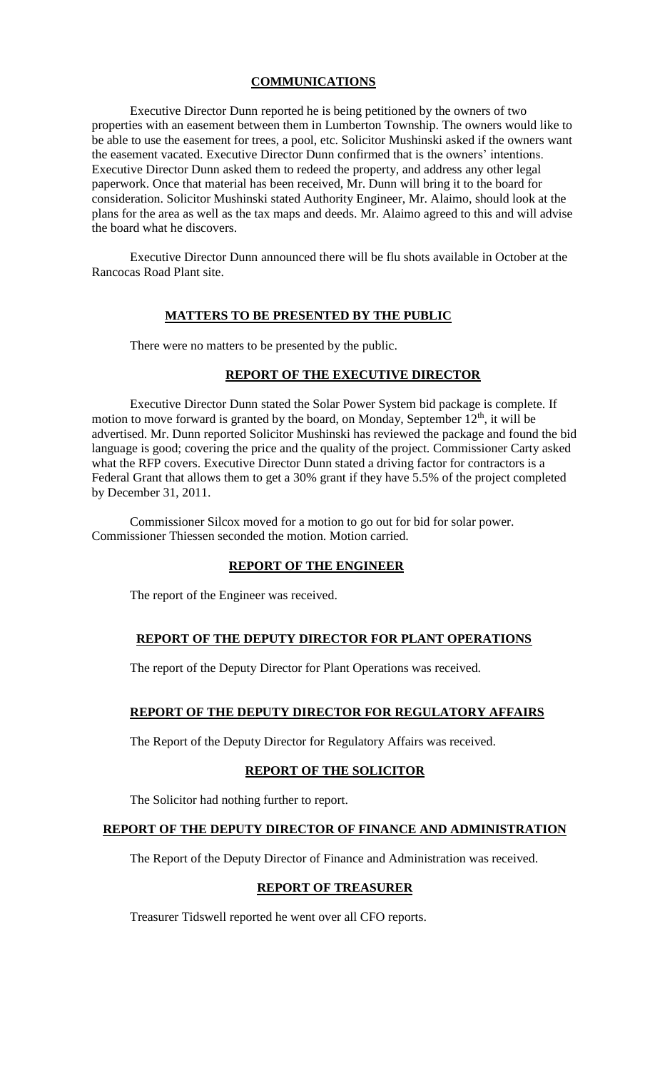**COMMUNICATIONS**

Executive Director Dunn reported he is being petitioned by the owners of two properties with an easement between them in Lumberton Township. The owners would like to be able to use the easement for trees, a pool, etc. Solicitor Mushinski asked if the owners want the easement vacated. Executive Director Dunn confirmed that is the owners' intentions. Executive Director Dunn asked them to redeed the property, and address any other legal paperwork. Once that material has been received, Mr. Dunn will bring it to the board for consideration. Solicitor Mushinski stated Authority Engineer, Mr. Alaimo, should look at the plans for the area as well as the tax maps and deeds. Mr. Alaimo agreed to this and will advise the board what he discovers.

Executive Director Dunn announced there will be flu shots available in October at the Rancocas Road Plant site.

**MATTERS TO BE PRESENTED BY THE PUBLIC**

There were no matters to be presented by the public.

**REPORT OF THE EXECUTIVE DIRECTOR**

Executive Director Dunn stated the Solar Power System bid package is complete. If motion to move forward is granted by the board, on Monday, September 12th, it will be advertised. Mr. Dunn reported Solicitor Mushinski has reviewed the package and found the bid language is good; covering the price and the quality of the project. Commissioner Carty asked what the RFP covers. Executive Director Dunn stated a driving factor for contractors is a Federal Grant that allows them to get a 30% grant if they have 5.5% of the project completed by December 31, 2011.

Commissioner Silcox moved for a motion to go out for bid for solar power. Commissioner Thiessen seconded the motion. Motion carried.

**REPORT OF THE ENGINEER**

The report of the Engineer was received.

**REPORT OF THE DEPUTY DIRECTOR FOR PLANT OPERATIONS**

The report of the Deputy Director for Plant Operations was received.

**REPORT OF THE DEPUTY DIRECTOR FOR REGULATORY AFFAIRS**

The Report of the Deputy Director for Regulatory Affairs was received.

**REPORT OF THE SOLICITOR**

The Solicitor had nothing further to report.

**REPORT OF THE DEPUTY DIRECTOR OF FINANCE AND ADMINISTRATION**

The Report of the Deputy Director of Finance and Administration was received.

**REPORT OF TREASURER**

Treasurer Tidswell reported he went over all CFO reports.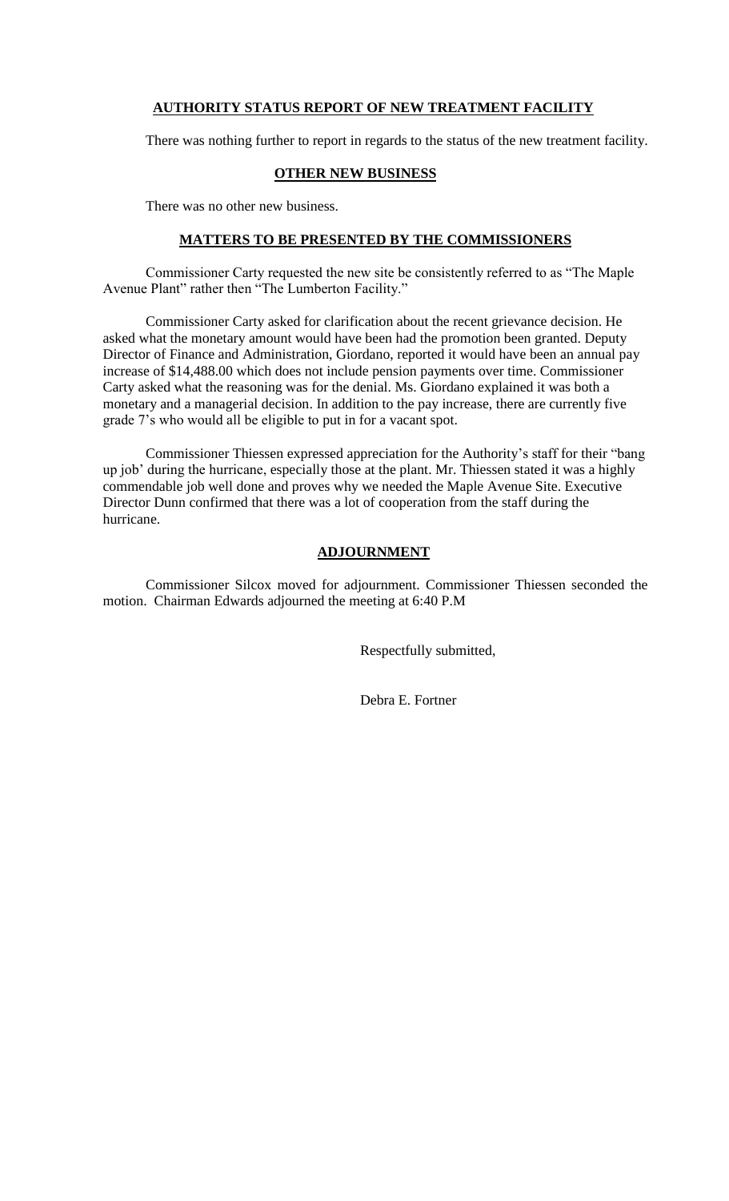## AUTHORITY STATUS REPORT OF NEW TREATMENT FACILITY

There was nothing further to report in regards to the status of the new treatment facility.

## OTHER NEW BUSINESS

There was no other new business.

## MATTERS TO BE PRESENTED BY THE COMMISSIONERS

Commissioner Carty requested the new site be consistently referred to as "The Maple Avenue Plant" rather then "The Lumberton Facility."

Commissioner Carty asked for clarification about the recent grievance decision. He asked what the monetary amount would have been had the promotion been granted. Deputy Director of Finance and Administration, Giordano, reported it would have been an annual pay increase of $14,488.00 which does not include pension payments over time. Commissioner Carty asked what the reasoning was for the denial. Ms. Giordano explained it was both a monetary and a managerial decision. In addition to the pay increase, there are currently five grade 7's who would all be eligible to put in for a vacant spot.

Commissioner Thiessen expressed appreciation for the Authority's staff for their "bang up job' during the hurricane, especially those at the plant. Mr. Thiessen stated it was a highly commendable job well done and proves why we needed the Maple Avenue Site. Executive Director Dunn confirmed that there was a lot of cooperation from the staff during the hurricane.

## ADJOURNMENT

Commissioner Silcox moved for adjournment. Commissioner Thiessen seconded the motion. Chairman Edwards adjourned the meeting at 6:40 P.M

Respectfully submitted,

Debra E. Fortner